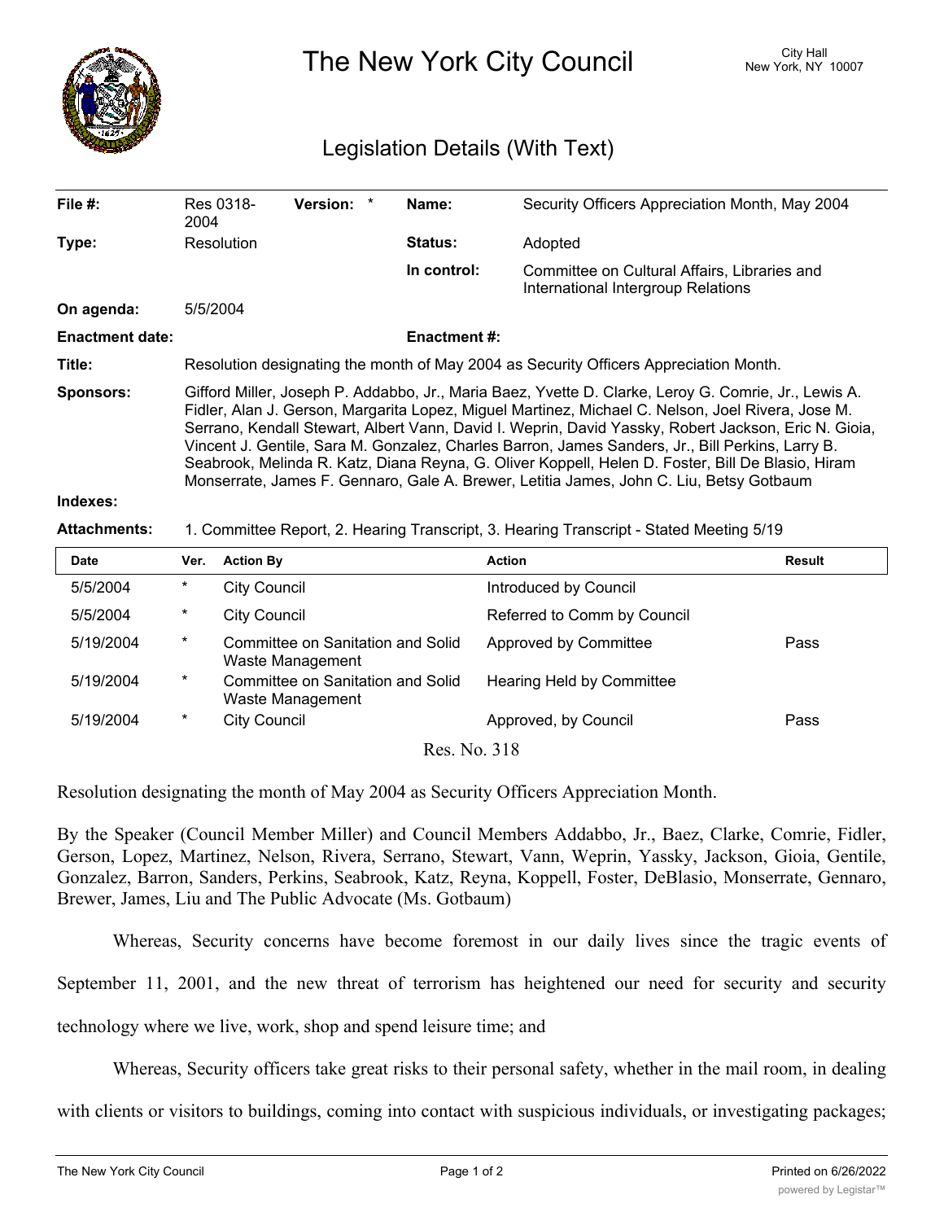# The New York City Council

City Hall
New York, NY 10007

## Legislation Details (With Text)

| | | | | | |
|---|---|---|---|---|---|
| **File #:** | Res 0318-2004 | **Version:** | * | **Name:** | Security Officers Appreciation Month, May 2004 |
| **Type:** | Resolution | | | **Status:** | Adopted |
| | | | | **In control:** | Committee on Cultural Affairs, Libraries and International Intergroup Relations |
| **On agenda:** | 5/5/2004 | | | | |
| **Enactment date:** | | | | **Enactment #:** | |

**Title:** Resolution designating the month of May 2004 as Security Officers Appreciation Month.

**Sponsors:** Gifford Miller, Joseph P. Addabbo, Jr., Maria Baez, Yvette D. Clarke, Leroy G. Comrie, Jr., Lewis A. Fidler, Alan J. Gerson, Margarita Lopez, Miguel Martinez, Michael C. Nelson, Joel Rivera, Jose M. Serrano, Kendall Stewart, Albert Vann, David I. Weprin, David Yassky, Robert Jackson, Eric N. Gioia, Vincent J. Gentile, Sara M. Gonzalez, Charles Barron, James Sanders, Jr., Bill Perkins, Larry B. Seabrook, Melinda R. Katz, Diana Reyna, G. Oliver Koppell, Helen D. Foster, Bill De Blasio, Hiram Monserrate, James F. Gennaro, Gale A. Brewer, Letitia James, John C. Liu, Betsy Gotbaum

**Indexes:**

**Attachments:** 1. Committee Report, 2. Hearing Transcript, 3. Hearing Transcript - Stated Meeting 5/19

| Date | Ver. | Action By | Action | Result |
|---|---|---|---|---|
| 5/5/2004 | * | City Council | Introduced by Council | |
| 5/5/2004 | * | City Council | Referred to Comm by Council | |
| 5/19/2004 | * | Committee on Sanitation and Solid Waste Management | Approved by Committee | Pass |
| 5/19/2004 | * | Committee on Sanitation and Solid Waste Management | Hearing Held by Committee | |
| 5/19/2004 | * | City Council | Approved, by Council | Pass |

Res. No. 318

Resolution designating the month of May 2004 as Security Officers Appreciation Month.

By the Speaker (Council Member Miller) and Council Members Addabbo, Jr., Baez, Clarke, Comrie, Fidler, Gerson, Lopez, Martinez, Nelson, Rivera, Serrano, Stewart, Vann, Weprin, Yassky, Jackson, Gioia, Gentile, Gonzalez, Barron, Sanders, Perkins, Seabrook, Katz, Reyna, Koppell, Foster, DeBlasio, Monserrate, Gennaro, Brewer, James, Liu and The Public Advocate (Ms. Gotbaum)

Whereas, Security concerns have become foremost in our daily lives since the tragic events of September 11, 2001, and the new threat of terrorism has heightened our need for security and security technology where we live, work, shop and spend leisure time; and

Whereas, Security officers take great risks to their personal safety, whether in the mail room, in dealing with clients or visitors to buildings, coming into contact with suspicious individuals, or investigating packages;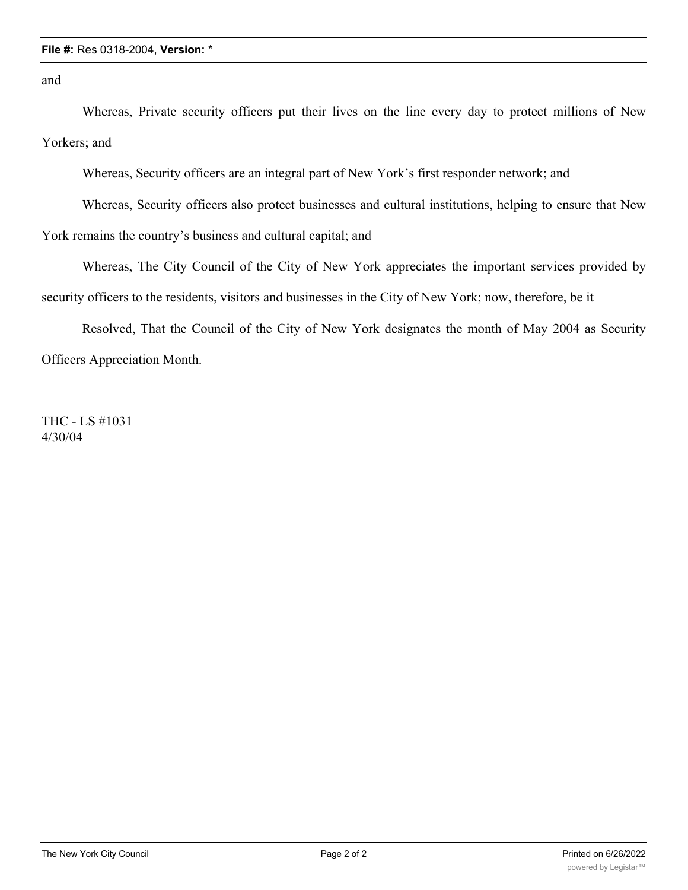and

Whereas, Private security officers put their lives on the line every day to protect millions of New Yorkers; and

Whereas, Security officers are an integral part of New York's first responder network; and

Whereas, Security officers also protect businesses and cultural institutions, helping to ensure that New York remains the country's business and cultural capital; and

Whereas, The City Council of the City of New York appreciates the important services provided by security officers to the residents, visitors and businesses in the City of New York; now, therefore, be it

Resolved, That the Council of the City of New York designates the month of May 2004 as Security Officers Appreciation Month.

THC - LS #1031
4/30/04